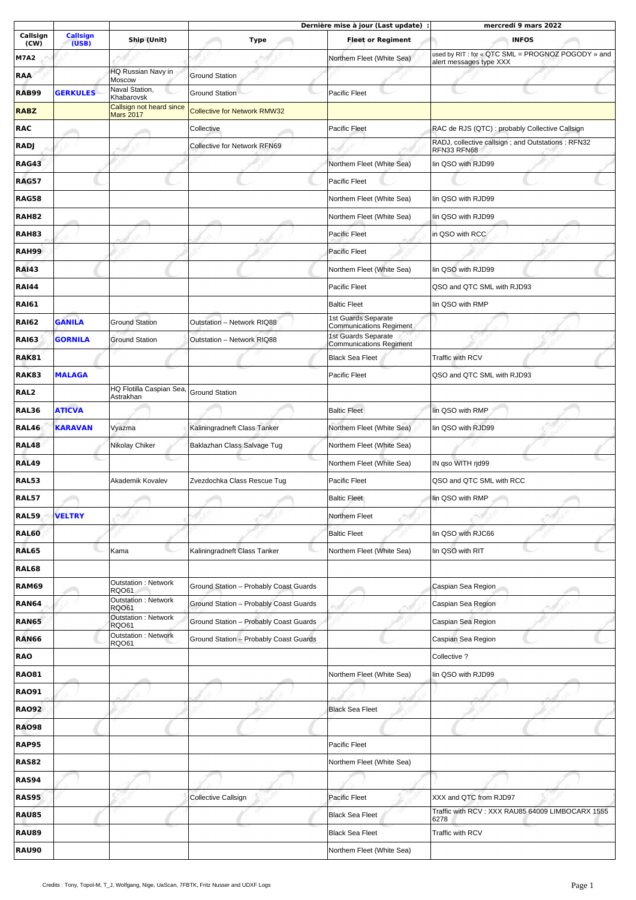| | | | Dernière mise à jour (Last update) : | | mercredi 9 mars 2022 |
|---|---|---|---|---|---|
| Callsign (CW) | Callsign (USB) | Ship (Unit) | Type | Fleet or Regiment | INFOS |
| M7A2 | | | | Northern Fleet (White Sea) | used by RIT : for « QTC SML = PROGNOZ POGODY » and alert messages type XXX |
| RAA | | HQ Russian Navy in Moscow | Ground Station | | |
| RAB99 | GERKULES | Naval Station, Khabarovsk | Ground Station | Pacific Fleet | |
| RABZ | | Callsign not heard since Mars 2017 | Collective for Network RMW32 | | |
| RAC | | | Collective | Pacific Fleet | RAC de RJS (QTC) : probably Collective Callsign |
| RADJ | | | Collective for Network RFN69 | | RADJ, collective callsign ; and Outstations : RFN32 RFN33 RFN68 |
| RAG43 | | | | Northern Fleet (White Sea) | Iin QSO with RJD99 |
| RAG57 | | | | Pacific Fleet | |
| RAG58 | | | | Northern Fleet (White Sea) | Iin QSO with RJD99 |
| RAH82 | | | | Northern Fleet (White Sea) | Iin QSO with RJD99 |
| RAH83 | | | | Pacific Fleet | in QSO with RCC |
| RAH99 | | | | Pacific Fleet | |
| RAI43 | | | | Northern Fleet (White Sea) | Iin QSO with RJD99 |
| RAI44 | | | | Pacific Fleet | QSO and QTC SML with RJD93 |
| RAI61 | | | | Baltic Fleet | Iin QSO with RMP |
| RAI62 | GANILA | Ground Station | Outstation – Network RIQ88 | 1st Guards Separate Communications Regiment | |
| RAI63 | GORNILA | Ground Station | Outstation – Network RIQ88 | 1st Guards Separate Communications Regiment | |
| RAK81 | | | | Black Sea Fleet | Traffic with RCV |
| RAK83 | MALAGA | | | Pacific Fleet | QSO and QTC SML with RJD93 |
| RAL2 | | HQ Flotilla Caspian Sea, Astrakhan | Ground Station | | |
| RAL36 | ATICVA | | | Baltic Fleet | Iin QSO with RMP |
| RAL46 | KARAVAN | Vyazma | Kaliningradneft Class Tanker | Northern Fleet (White Sea) | Iin QSO with RJD99 |
| RAL48 | | Nikolay Chiker | Baklazhan Class Salvage Tug | Northern Fleet (White Sea) | |
| RAL49 | | | | Northern Fleet (White Sea) | IN qso WITH rjd99 |
| RAL53 | | Akademik Kovalev | Zvezdochka Class Rescue Tug | Pacific Fleet | QSO and QTC SML with RCC |
| RAL57 | | | | Baltic Fleet | Iin QSO with RMP |
| RAL59 | VELTRY | | | Northern Fleet | |
| RAL60 | | | | Baltic Fleet | Iin QSO with RJC66 |
| RAL65 | | Kama | Kaliningradneft Class Tanker | Northern Fleet (White Sea) | Iin QSO with RIT |
| RAL68 | | | | | |
| RAM69 | | Outstation : Network RQO61 | Ground Station – Probably Coast Guards | | Caspian Sea Region |
| RAN64 | | Outstation : Network RQO61 | Ground Station – Probably Coast Guards | | Caspian Sea Region |
| RAN65 | | Outstation : Network RQO61 | Ground Station – Probably Coast Guards | | Caspian Sea Region |
| RAN66 | | Outstation : Network RQO61 | Ground Station – Probably Coast Guards | | Caspian Sea Region |
| RAO | | | | | Collective ? |
| RAO81 | | | | Northern Fleet (White Sea) | Iin QSO with RJD99 |
| RAO91 | | | | | |
| RAO92 | | | | Black Sea Fleet | |
| RAO98 | | | | | |
| RAP95 | | | | Pacific Fleet | |
| RAS82 | | | | Northern Fleet (White Sea) | |
| RAS94 | | | | | |
| RAS95 | | | Collective Callsign | Pacific Fleet | XXX and QTC from RJD97 |
| RAU85 | | | | Black Sea Fleet | Traffic with RCV : XXX RAU85 64009 LIMBOCARX 1555 6278 |
| RAU89 | | | | Black Sea Fleet | Traffic with RCV |
| RAU90 | | | | Northern Fleet (White Sea) | |

Credits : Tony, Topol-M, T_J, Wolfgang, Nige, UaScan, 7FBTK, Fritz Nusser and UDXF Logs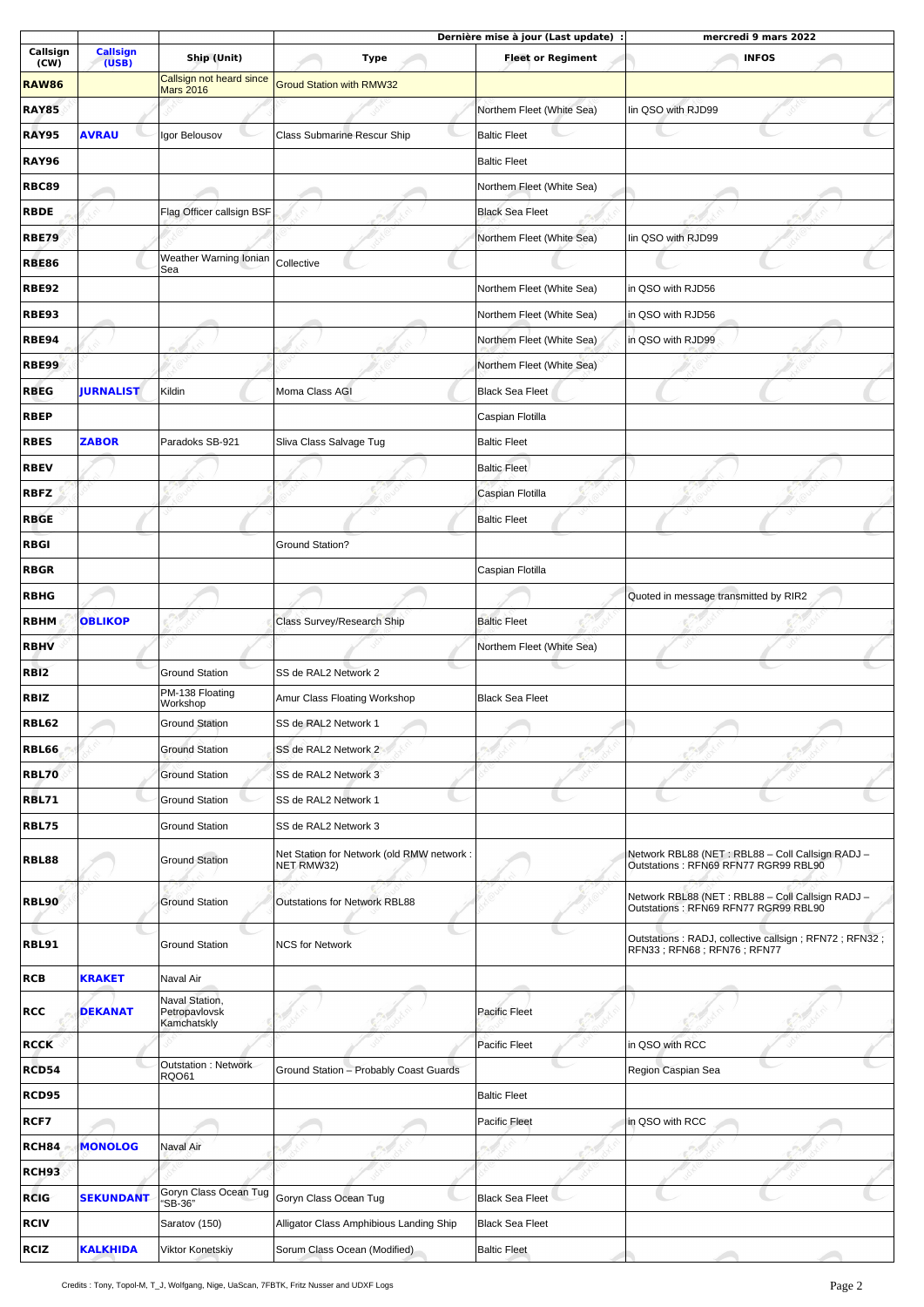| | | | | Dernière mise à jour (Last update) : | mercredi 9 mars 2022 |
|---|---|---|---|---|---|
| **Callsign (CW)** | **Callsign (USB)** | **Ship (Unit)** | **Type** | **Fleet or Regiment** | **INFOS** |
| **RAW86** | | Callsign not heard since Mars 2016 | Groud Station with RMW32 | | |
| **RAY85** | | | | Northem Fleet (White Sea) | Iin QSO with RJD99 |
| **RAY95** | **AVRAU** | Igor Belousov | Class Submarine Rescur Ship | Baltic Fleet | |
| **RAY96** | | | | Baltic Fleet | |
| **RBC89** | | | | Northem Fleet (White Sea) | |
| **RBDE** | | Flag Officer callsign BSF | | Black Sea Fleet | |
| **RBE79** | | | | Northem Fleet (White Sea) | Iin QSO with RJD99 |
| **RBE86** | | Weather Warning Ionian Sea | Collective | | |
| **RBE92** | | | | Northem Fleet (White Sea) | in QSO with RJD56 |
| **RBE93** | | | | Northem Fleet (White Sea) | in QSO with RJD56 |
| **RBE94** | | | | Northem Fleet (White Sea) | in QSO with RJD99 |
| **RBE99** | | | | Northem Fleet (White Sea) | |
| **RBEG** | **JURNALIST** | Kildin | Moma Class AGI | Black Sea Fleet | |
| **RBEP** | | | | Caspian Flotilla | |
| **RBES** | **ZABOR** | Paradoks SB-921 | Sliva Class Salvage Tug | Baltic Fleet | |
| **RBEV** | | | | Baltic Fleet | |
| **RBFZ** | | | | Caspian Flotilla | |
| **RBGE** | | | | Baltic Fleet | |
| **RBGI** | | | Ground Station? | | |
| **RBGR** | | | | Caspian Flotilla | |
| **RBHG** | | | | | Quoted in message transmitted by RIR2 |
| **RBHM** | **OBLIKOP** | | Class Survey/Research Ship | Baltic Fleet | |
| **RBHV** | | | | Northem Fleet (White Sea) | |
| **RBI2** | | Ground Station | SS de RAL2 Network 2 | | |
| **RBIZ** | | PM-138 Floating Workshop | Amur Class Floating Workshop | Black Sea Fleet | |
| **RBL62** | | Ground Station | SS de RAL2 Network 1 | | |
| **RBL66** | | Ground Station | SS de RAL2 Network 2 | | |
| **RBL70** | | Ground Station | SS de RAL2 Network 3 | | |
| **RBL71** | | Ground Station | SS de RAL2 Network 1 | | |
| **RBL75** | | Ground Station | SS de RAL2 Network 3 | | |
| **RBL88** | | Ground Station | Net Station for Network (old RMW network : NET RMW32) | | Network RBL88 (NET : RBL88 – Coll Callsign RADJ – Outstations : RFN69 RFN77 RGR99 RBL90 |
| **RBL90** | | Ground Station | Outstations for Network RBL88 | | Network RBL88 (NET : RBL88 – Coll Callsign RADJ – Outstations : RFN69 RFN77 RGR99 RBL90 |
| **RBL91** | | Ground Station | NCS for Network | | Outstations : RADJ, collective callsign ; RFN72 ; RFN32 ; RFN33 ; RFN68 ; RFN76 ; RFN77 |
| **RCB** | **KRAKET** | Naval Air | | | |
| **RCC** | **DEKANAT** | Naval Station, Petropavlovsk Kamchatskly | | Pacific Fleet | |
| **RCCK** | | | | Pacific Fleet | in QSO with RCC |
| **RCD54** | | Outstation : Network RQO61 | Ground Station – Probably Coast Guards | | Region Caspian Sea |
| **RCD95** | | | | Baltic Fleet | |
| **RCF7** | | | | Pacific Fleet | in QSO with RCC |
| **RCH84** | **MONOLOG** | Naval Air | | | |
| **RCH93** | | | | | |
| **RCIG** | **SEKUNDANT** | Goryn Class Ocean Tug "SB-36" | Goryn Class Ocean Tug | Black Sea Fleet | |
| **RCIV** | | Saratov (150) | Alligator Class Amphibious Landing Ship | Black Sea Fleet | |
| **RCIZ** | **KALKHIDA** | Viktor Konetskiy | Sorum Class Ocean (Modified) | Baltic Fleet | |

Credits : Tony, Topol-M, T_J, Wolfgang, Nige, UaScan, 7FBTK, Fritz Nusser and UDXF Logs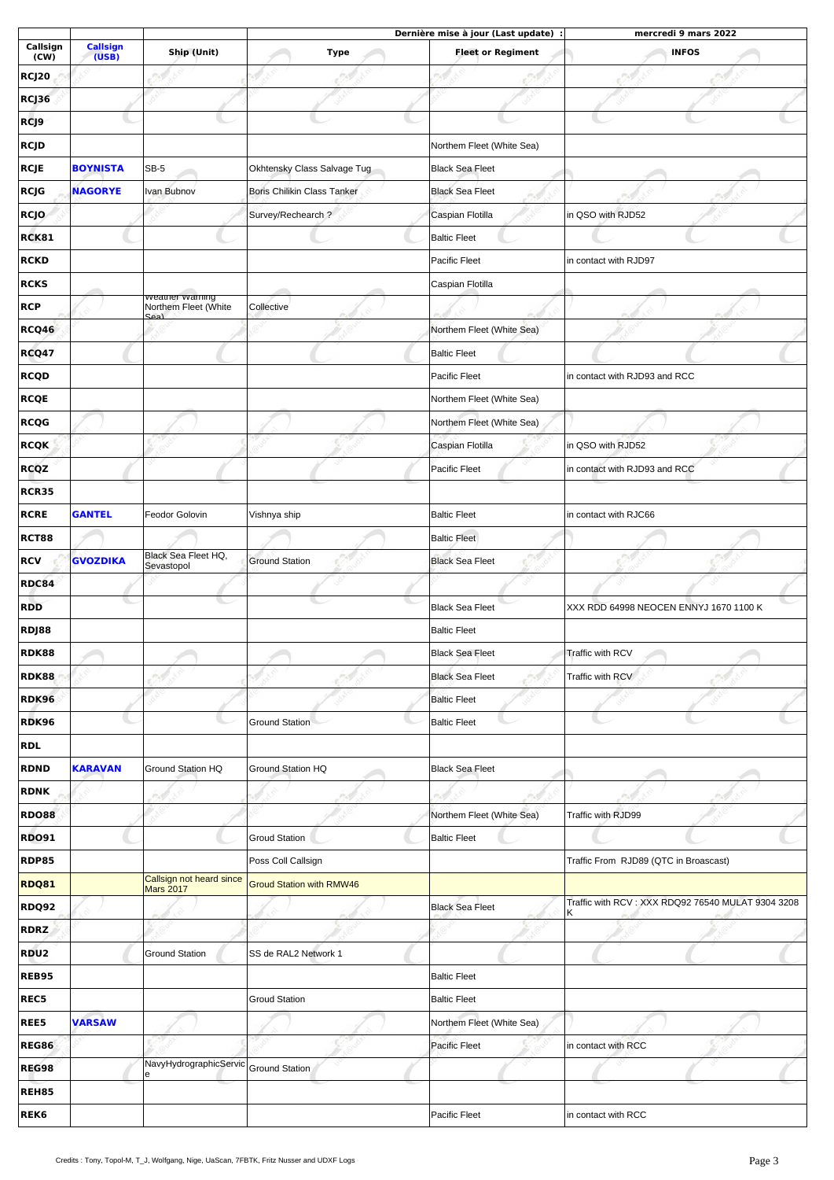| Callsign (CW) | Callsign (USB) | Ship (Unit) | Type | Fleet or Regiment | INFOS |
|---|---|---|---|---|---|
| | | | | Dernière mise à jour (Last update) : | mercredi 9 mars 2022 |
| RCJ20 | | | | | |
| RCJ36 | | | | | |
| RCJ9 | | | | | |
| RCJD | | | | Northem Fleet (White Sea) | |
| RCJE | BOYNISTA | SB-5 | Okhtensky Class Salvage Tug | Black Sea Fleet | |
| RCJG | NAGORYE | Ivan Bubnov | Boris Chilikin Class Tanker | Black Sea Fleet | |
| RCJO | | | Survey/Rechearch ? | Caspian Flotilla | in QSO with RJD52 |
| RCK81 | | | | Baltic Fleet | |
| RCKD | | | | Pacific Fleet | in contact with RJD97 |
| RCKS | | | | Caspian Flotilla | |
| RCP | | Weather warning Northem Fleet (White Sea) | Collective | | |
| RCQ46 | | | | Northem Fleet (White Sea) | |
| RCQ47 | | | | Baltic Fleet | |
| RCQD | | | | Pacific Fleet | in contact with RJD93 and RCC |
| RCQE | | | | Northem Fleet (White Sea) | |
| RCQG | | | | Northem Fleet (White Sea) | |
| RCQK | | | | Caspian Flotilla | in QSO with RJD52 |
| RCQZ | | | | Pacific Fleet | in contact with RJD93 and RCC |
| RCR35 | | | | | |
| RCRE | GANTEL | Feodor Golovin | Vishnya ship | Baltic Fleet | in contact with RJC66 |
| RCT88 | | | | Baltic Fleet | |
| RCV | GVOZDIKA | Black Sea Fleet HQ, Sevastopol | Ground Station | Black Sea Fleet | |
| RDC84 | | | | | |
| RDD | | | | Black Sea Fleet | XXX RDD 64998 NEOCEN ENNYJ 1670 1100 K |
| RDJ88 | | | | Baltic Fleet | |
| RDK88 | | | | Black Sea Fleet | Traffic with RCV |
| RDK88 | | | | Black Sea Fleet | Traffic with RCV |
| RDK96 | | | | Baltic Fleet | |
| RDK96 | | | Ground Station | Baltic Fleet | |
| RDL | | | | | |
| RDND | KARAVAN | Ground Station HQ | Ground Station HQ | Black Sea Fleet | |
| RDNK | | | | | |
| RDO88 | | | | Northem Fleet (White Sea) | Traffic with RJD99 |
| RDO91 | | | Groud Station | Baltic Fleet | |
| RDP85 | | | Poss Coll Callsign | | Traffic From RJD89 (QTC in Broascast) |
| RDQ81 | | Callsign not heard since Mars 2017 | Groud Station with RMW46 | | |
| RDQ92 | | | | Black Sea Fleet | Traffic with RCV : XXX RDQ92 76540 MULAT 9304 3208 K |
| RDRZ | | | | | |
| RDU2 | | Ground Station | SS de RAL2 Network 1 | | |
| REB95 | | | | Baltic Fleet | |
| REC5 | | | Groud Station | Baltic Fleet | |
| REE5 | VARSAW | | | Northem Fleet (White Sea) | |
| REG86 | | | | Pacific Fleet | in contact with RCC |
| REG98 | | NavyHydrographicService | Ground Station | | |
| REH85 | | | | | |
| REK6 | | | | Pacific Fleet | in contact with RCC |

Credits : Tony, Topol-M, T_J, Wolfgang, Nige, UaScan, 7FBTK, Fritz Nusser and UDXF Logs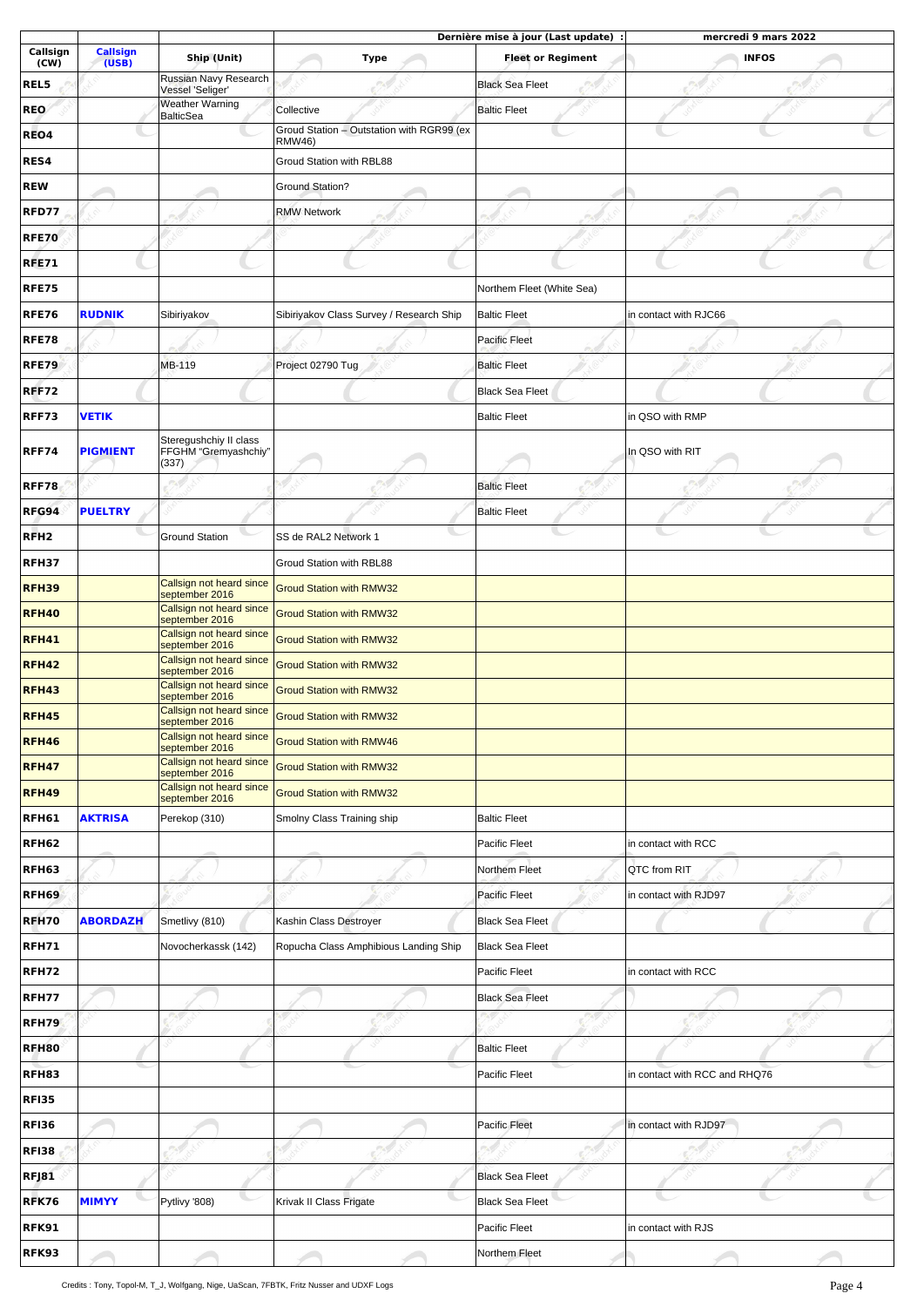| Callsign (CW) | Callsign (USB) | Ship (Unit) | Type | Fleet or Regiment | INFOS |
|---|---|---|---|---|---|
| | | | | **Dernière mise à jour (Last update) :** | **mercredi 9 mars 2022** |
| **REL5** | | Russian Navy Research Vessel 'Seliger' | | Black Sea Fleet | |
| **REO** | | Weather Warning BalticSea | Collective | Baltic Fleet | |
| **REO4** | | | Groud Station – Outstation with RGR99 (ex RMW46) | | |
| **RES4** | | | Groud Station with RBL88 | | |
| **REW** | | | Ground Station? | | |
| **RFD77** | | | RMW Network | | |
| **RFE70** | | | | | |
| **RFE71** | | | | | |
| **RFE75** | | | | Northern Fleet (White Sea) | |
| **RFE76** | **RUDNIK** | Sibiriyakov | Sibiriyakov Class Survey / Research Ship | Baltic Fleet | in contact with RJC66 |
| **RFE78** | | | | Pacific Fleet | |
| **RFE79** | | MB-119 | Project 02790 Tug | Baltic Fleet | |
| **RFF72** | | | | Black Sea Fleet | |
| **RFF73** | **VETIK** | | | Baltic Fleet | in QSO with RMP |
| **RFF74** | **PIGMIENT** | Steregushchiy II class FFGHM "Gremyashchiy" (337) | | | In QSO with RIT |
| **RFF78** | | | | Baltic Fleet | |
| **RFG94** | **PUELTRY** | | | Baltic Fleet | |
| **RFH2** | | Ground Station | SS de RAL2 Network 1 | | |
| **RFH37** | | | Groud Station with RBL88 | | |
| **RFH39** | | Callsign not heard since september 2016 | Groud Station with RMW32 | | |
| **RFH40** | | Callsign not heard since september 2016 | Groud Station with RMW32 | | |
| **RFH41** | | Callsign not heard since september 2016 | Groud Station with RMW32 | | |
| **RFH42** | | Callsign not heard since september 2016 | Groud Station with RMW32 | | |
| **RFH43** | | Callsign not heard since september 2016 | Groud Station with RMW32 | | |
| **RFH45** | | Callsign not heard since september 2016 | Groud Station with RMW32 | | |
| **RFH46** | | Callsign not heard since september 2016 | Groud Station with RMW46 | | |
| **RFH47** | | Callsign not heard since september 2016 | Groud Station with RMW32 | | |
| **RFH49** | | Callsign not heard since september 2016 | Groud Station with RMW32 | | |
| **RFH61** | **AKTRISA** | Perekop (310) | Smolny Class Training ship | Baltic Fleet | |
| **RFH62** | | | | Pacific Fleet | in contact with RCC |
| **RFH63** | | | | Northern Fleet | QTC from RIT |
| **RFH69** | | | | Pacific Fleet | in contact with RJD97 |
| **RFH70** | **ABORDAZH** | Smetlivy (810) | Kashin Class Destroyer | Black Sea Fleet | |
| **RFH71** | | Novocherkassk (142) | Ropucha Class Amphibious Landing Ship | Black Sea Fleet | |
| **RFH72** | | | | Pacific Fleet | in contact with RCC |
| **RFH77** | | | | Black Sea Fleet | |
| **RFH79** | | | | | |
| **RFH80** | | | | Baltic Fleet | |
| **RFH83** | | | | Pacific Fleet | in contact with RCC and RHQ76 |
| **RFI35** | | | | | |
| **RFI36** | | | | Pacific Fleet | in contact with RJD97 |
| **RFI38** | | | | | |
| **RFJ81** | | | | Black Sea Fleet | |
| **RFK76** | **MIMYY** | Pytlivy '808) | Krivak II Class Frigate | Black Sea Fleet | |
| **RFK91** | | | | Pacific Fleet | in contact with RJS |
| **RFK93** | | | | Northern Fleet | |

Credits : Tony, Topol-M, T_J, Wolfgang, Nige, UaScan, 7FBTK, Fritz Nusser and UDXF Logs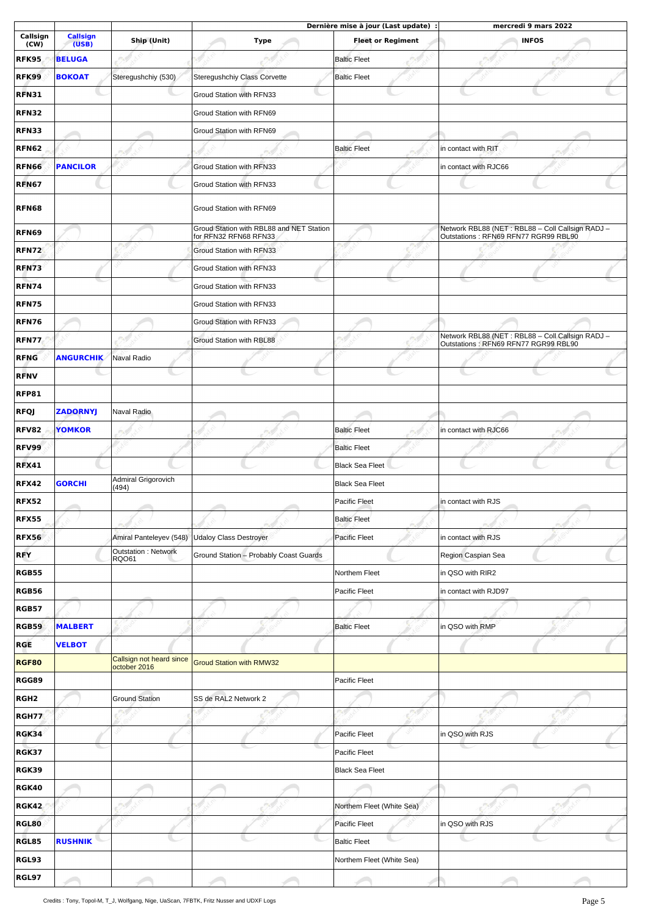| | | | Dernière mise à jour (Last update) : | | mercredi 9 mars 2022 |
|---|---|---|---|---|---|
| Callsign (CW) | Callsign (USB) | Ship (Unit) | Type | Fleet or Regiment | INFOS |
| RFK95 | BELUGA | | | Baltic Fleet | |
| RFK99 | BOKOAT | Steregushchiy (530) | Steregushchiy Class Corvette | Baltic Fleet | |
| RFN31 | | | Groud Station with RFN33 | | |
| RFN32 | | | Groud Station with RFN69 | | |
| RFN33 | | | Groud Station with RFN69 | | |
| RFN62 | | | | Baltic Fleet | in contact with RIT |
| RFN66 | PANCILOR | | Groud Station with RFN33 | | in contact with RJC66 |
| RFN67 | | | Groud Station with RFN33 | | |
| RFN68 | | | Groud Station with RFN69 | | |
| RFN69 | | | Groud Station with RBL88 and NET Station for RFN32 RFN68 RFN33 | | Network RBL88 (NET : RBL88 – Coll Callsign RADJ – Outstations : RFN69 RFN77 RGR99 RBL90 |
| RFN72 | | | Groud Station with RFN33 | | |
| RFN73 | | | Groud Station with RFN33 | | |
| RFN74 | | | Groud Station with RFN33 | | |
| RFN75 | | | Groud Station with RFN33 | | |
| RFN76 | | | Groud Station with RFN33 | | |
| RFN77 | | | Groud Station with RBL88 | | Network RBL88 (NET : RBL88 – Coll Callsign RADJ – Outstations : RFN69 RFN77 RGR99 RBL90 |
| RFNG | ANGURCHIK | Naval Radio | | | |
| RFNV | | | | | |
| RFP81 | | | | | |
| RFQJ | ZADORNYJ | Naval Radio | | | |
| RFV82 | YOMKOR | | | Baltic Fleet | in contact with RJC66 |
| RFV99 | | | | Baltic Fleet | |
| RFX41 | | | | Black Sea Fleet | |
| RFX42 | GORCHI | Admiral Grigorovich (494) | | Black Sea Fleet | |
| RFX52 | | | | Pacific Fleet | in contact with RJS |
| RFX55 | | | | Baltic Fleet | |
| RFX56 | | Amiral Panteleyev (548) | Udaloy Class Destroyer | Pacific Fleet | in contact with RJS |
| RFY | | Outstation : Network RQO61 | Ground Station – Probably Coast Guards | | Region Caspian Sea |
| RGB55 | | | | Northern Fleet | in QSO with RIR2 |
| RGB56 | | | | Pacific Fleet | in contact with RJD97 |
| RGB57 | | | | | |
| RGB59 | MALBERT | | | Baltic Fleet | in QSO with RMP |
| RGE | VELBOT | | | | |
| RGF80 | | Callsign not heard since october 2016 | Groud Station with RMW32 | | |
| RGG89 | | | | Pacific Fleet | |
| RGH2 | | Ground Station | SS de RAL2 Network 2 | | |
| RGH77 | | | | | |
| RGK34 | | | | Pacific Fleet | in QSO with RJS |
| RGK37 | | | | Pacific Fleet | |
| RGK39 | | | | Black Sea Fleet | |
| RGK40 | | | | | |
| RGK42 | | | | Northem Fleet (White Sea) | |
| RGL80 | | | | Pacific Fleet | in QSO with RJS |
| RGL85 | RUSHNIK | | | Baltic Fleet | |
| RGL93 | | | | Northem Fleet (White Sea) | |
| RGL97 | | | | | |

Credits : Tony, Topol-M, T_J, Wolfgang, Nige, UaScan, 7FBTK, Fritz Nusser and UDXF Logs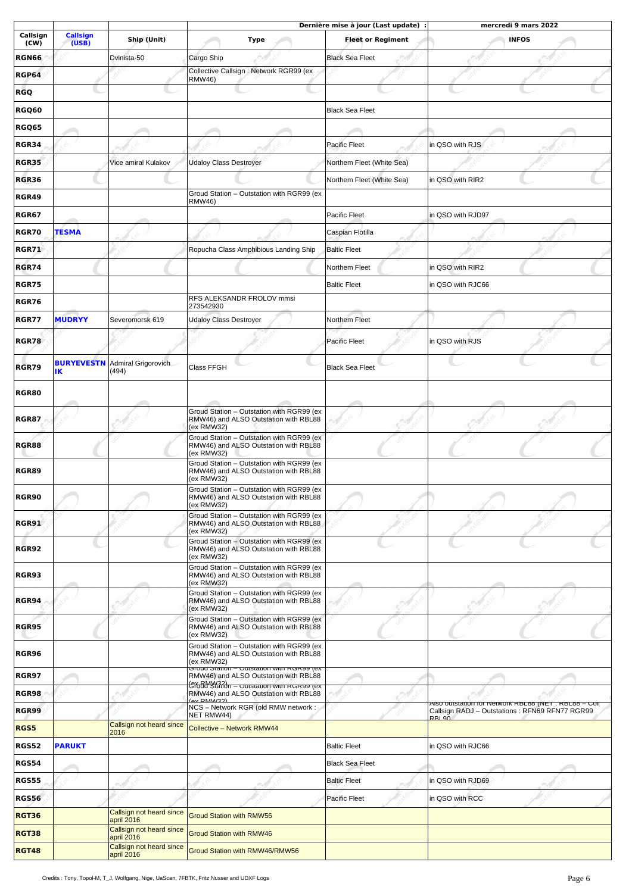| Callsign (CW) | Callsign (USB) | Ship (Unit) | Type | Dernière mise à jour (Last update) : Fleet or Regiment | mercredi 9 mars 2022 INFOS |
|---|---|---|---|---|---|
| **RGN66** | | Dvinista-50 | Cargo Ship | Black Sea Fleet | |
| **RGP64** | | | Collective Callsign : Network RGR99 (ex RMW46) | | |
| **RGQ** | | | | | |
| **RGQ60** | | | | Black Sea Fleet | |
| **RGQ65** | | | | | |
| **RGR34** | | | | Pacific Fleet | in QSO with RJS |
| **RGR35** | | Vice amiral Kulakov | Udaloy Class Destroyer | Northem Fleet (White Sea) | |
| **RGR36** | | | | Northem Fleet (White Sea) | in QSO with RIR2 |
| **RGR49** | | | Groud Station – Outstation with RGR99 (ex RMW46) | | |
| **RGR67** | | | | Pacific Fleet | in QSO with RJD97 |
| **RGR70** | **TESMA** | | | Caspian Flotilla | |
| **RGR71** | | | Ropucha Class Amphibious Landing Ship | Baltic Fleet | |
| **RGR74** | | | | Northem Fleet | in QSO with RIR2 |
| **RGR75** | | | | Baltic Fleet | in QSO with RJC66 |
| **RGR76** | | | RFS ALEKSANDR FROLOV mmsi 273542930 | | |
| **RGR77** | **MUDRYY** | Severomorsk 619 | Udaloy Class Destroyer | Northem Fleet | |
| **RGR78** | | | | Pacific Fleet | in QSO with RJS |
| **RGR79** | **BURYEVESTNIK** | Admiral Grigorovich (494) | Class FFGH | Black Sea Fleet | |
| **RGR80** | | | | | |
| **RGR87** | | | Groud Station – Outstation with RGR99 (ex RMW46) and ALSO Outstation with RBL88 (ex RMW32) | | |
| **RGR88** | | | Groud Station – Outstation with RGR99 (ex RMW46) and ALSO Outstation with RBL88 (ex RMW32) | | |
| **RGR89** | | | Groud Station – Outstation with RGR99 (ex RMW46) and ALSO Outstation with RBL88 (ex RMW32) | | |
| **RGR90** | | | Groud Station – Outstation with RGR99 (ex RMW46) and ALSO Outstation with RBL88 (ex RMW32) | | |
| **RGR91** | | | Groud Station – Outstation with RGR99 (ex RMW46) and ALSO Outstation with RBL88 (ex RMW32) | | |
| **RGR92** | | | Groud Station – Outstation with RGR99 (ex RMW46) and ALSO Outstation with RBL88 (ex RMW32) | | |
| **RGR93** | | | Groud Station – Outstation with RGR99 (ex RMW46) and ALSO Outstation with RBL88 (ex RMW32) | | |
| **RGR94** | | | Groud Station – Outstation with RGR99 (ex RMW46) and ALSO Outstation with RBL88 (ex RMW32) | | |
| **RGR95** | | | Groud Station – Outstation with RGR99 (ex RMW46) and ALSO Outstation with RBL88 (ex RMW32) | | |
| **RGR96** | | | Groud Station – Outstation with RGR99 (ex RMW46) and ALSO Outstation with RBL88 (ex RMW32) | | |
| **RGR97** | | | Groud Station – Outstation with RGR99 (ex RMW46) and ALSO Outstation with RBL88 (ex RMW32) | | |
| **RGR98** | | | Groud Station – Outstation with RGR99 (ex RMW46) and ALSO Outstation with RBL88 (ex RMW32) | | |
| **RGR99** | | | NCS – Network RGR (old RMW network : NET RMW44) | | Also outstation for Network RBL88 (NET : RBL88 – Coll Callsign RADJ – Outstations : RFN69 RFN77 RGR99 RBL90 |
| **RGS5** | | Callsign not heard since 2016 | Collective – Network RMW44 | | |
| **RGS52** | **PARUKT** | | | Baltic Fleet | in QSO with RJC66 |
| **RGS54** | | | | Black Sea Fleet | |
| **RGS55** | | | | Baltic Fleet | in QSO with RJD69 |
| **RGS56** | | | | Pacific Fleet | in QSO with RCC |
| **RGT36** | | Callsign not heard since april 2016 | Groud Station with RMW56 | | |
| **RGT38** | | Callsign not heard since april 2016 | Groud Station with RMW46 | | |
| **RGT48** | | Callsign not heard since april 2016 | Groud Station with RMW46/RMW56 | | |

Credits : Tony, Topol-M, T_J, Wolfgang, Nige, UaScan, 7FBTK, Fritz Nusser and UDXF Logs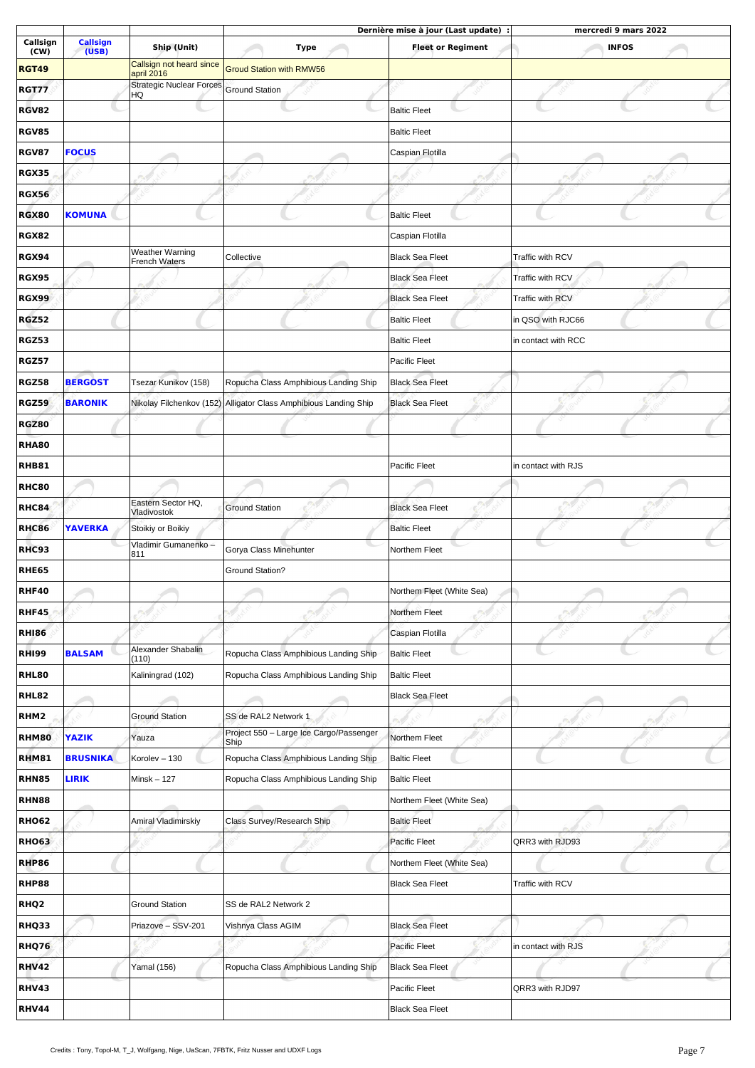| | | | | Dernière mise à jour (Last update) : | mercredi 9 mars 2022 |
|---|---|---|---|---|---|
| Callsign (CW) | Callsign (USB) | Ship (Unit) | Type | Fleet or Regiment | INFOS |
| RGT49 | | Callsign not heard since april 2016 | Groud Station with RMW56 | | |
| RGT77 | | Strategic Nuclear Forces HQ | Ground Station | | |
| RGV82 | | | | Baltic Fleet | |
| RGV85 | | | | Baltic Fleet | |
| RGV87 | FOCUS | | | Caspian Flotilla | |
| RGX35 | | | | | |
| RGX56 | | | | | |
| RGX80 | KOMUNA | | | Baltic Fleet | |
| RGX82 | | | | Caspian Flotilla | |
| RGX94 | | Weather Warning French Waters | Collective | Black Sea Fleet | Traffic with RCV |
| RGX95 | | | | Black Sea Fleet | Traffic with RCV |
| RGX99 | | | | Black Sea Fleet | Traffic with RCV |
| RGZ52 | | | | Baltic Fleet | in QSO with RJC66 |
| RGZ53 | | | | Baltic Fleet | in contact with RCC |
| RGZ57 | | | | Pacific Fleet | |
| RGZ58 | BERGOST | Tsezar Kunikov (158) | Ropucha Class Amphibious Landing Ship | Black Sea Fleet | |
| RGZ59 | BARONIK | Nikolay Filchenkov (152) | Alligator Class Amphibious Landing Ship | Black Sea Fleet | |
| RGZ80 | | | | | |
| RHA80 | | | | | |
| RHB81 | | | | Pacific Fleet | in contact with RJS |
| RHC80 | | | | | |
| RHC84 | | Eastern Sector HQ, Vladivostok | Ground Station | Black Sea Fleet | |
| RHC86 | YAVERKA | Stoikiy or Boikiy | | Baltic Fleet | |
| RHC93 | | Vladimir Gumanenko – 811 | Gorya Class Minehunter | Northem Fleet | |
| RHE65 | | | Ground Station? | | |
| RHF40 | | | | Northem Fleet (White Sea) | |
| RHF45 | | | | Northem Fleet | |
| RHI86 | | | | Caspian Flotilla | |
| RHI99 | BALSAM | Alexander Shabalin (110) | Ropucha Class Amphibious Landing Ship | Baltic Fleet | |
| RHL80 | | Kaliningrad (102) | Ropucha Class Amphibious Landing Ship | Baltic Fleet | |
| RHL82 | | | | Black Sea Fleet | |
| RHM2 | | Ground Station | SS de RAL2 Network 1 | | |
| RHM80 | YAZIK | Yauza | Project 550 – Large Ice Cargo/Passenger Ship | Northem Fleet | |
| RHM81 | BRUSNIKA | Korolev – 130 | Ropucha Class Amphibious Landing Ship | Baltic Fleet | |
| RHN85 | LIRIK | Minsk – 127 | Ropucha Class Amphibious Landing Ship | Baltic Fleet | |
| RHN88 | | | | Northem Fleet (White Sea) | |
| RHO62 | | Amiral Vladimirskiy | Class Survey/Research Ship | Baltic Fleet | |
| RHO63 | | | | Pacific Fleet | QRR3 with RJD93 |
| RHP86 | | | | Northem Fleet (White Sea) | |
| RHP88 | | | | Black Sea Fleet | Traffic with RCV |
| RHQ2 | | Ground Station | SS de RAL2 Network 2 | | |
| RHQ33 | | Priazove – SSV-201 | Vishnya Class AGIM | Black Sea Fleet | |
| RHQ76 | | | | Pacific Fleet | in contact with RJS |
| RHV42 | | Yamal (156) | Ropucha Class Amphibious Landing Ship | Black Sea Fleet | |
| RHV43 | | | | Pacific Fleet | QRR3 with RJD97 |
| RHV44 | | | | Black Sea Fleet | |

Credits : Tony, Topol-M, T_J, Wolfgang, Nige, UaScan, 7FBTK, Fritz Nusser and UDXF Logs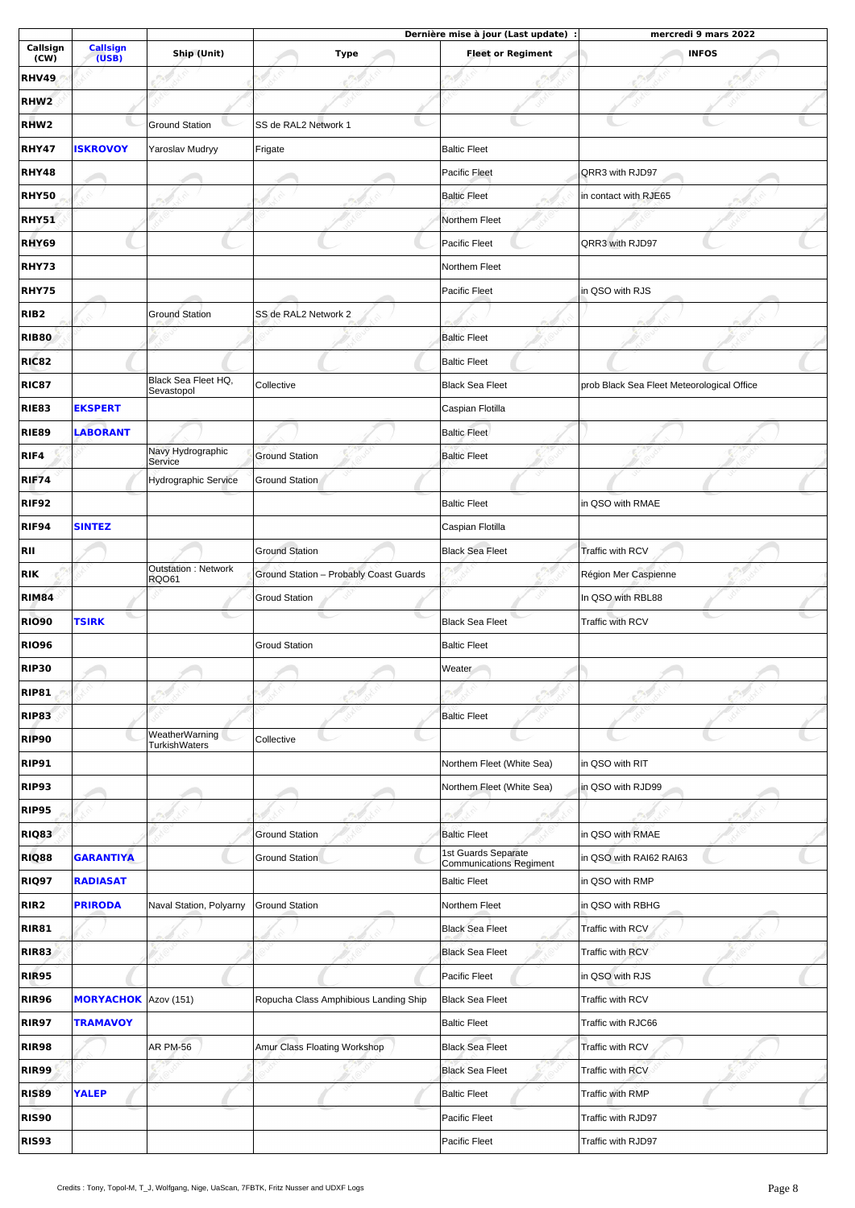| Callsign (CW) | Callsign (USB) | Ship (Unit) | Type | Fleet or Regiment | INFOS |
|---|---|---|---|---|---|
| | | | Dernière mise à jour (Last update) : | | mercredi 9 mars 2022 |
| RHV49 | | | | | |
| RHW2 | | | | | |
| RHW2 | | Ground Station | SS de RAL2 Network 1 | | |
| RHY47 | ISKROVOY | Yaroslav Mudryy | Frigate | Baltic Fleet | |
| RHY48 | | | | Pacific Fleet | QRR3 with RJD97 |
| RHY50 | | | | Baltic Fleet | in contact with RJE65 |
| RHY51 | | | | Northem Fleet | |
| RHY69 | | | | Pacific Fleet | QRR3 with RJD97 |
| RHY73 | | | | Northem Fleet | |
| RHY75 | | | | Pacific Fleet | in QSO with RJS |
| RIB2 | | Ground Station | SS de RAL2 Network 2 | | |
| RIB80 | | | | Baltic Fleet | |
| RIC82 | | | | Baltic Fleet | |
| RIC87 | | Black Sea Fleet HQ, Sevastopol | Collective | Black Sea Fleet | prob Black Sea Fleet Meteorological Office |
| RIE83 | EKSPERT | | | Caspian Flotilla | |
| RIE89 | LABORANT | | | Baltic Fleet | |
| RIF4 | | Navy Hydrographic Service | Ground Station | Baltic Fleet | |
| RIF74 | | Hydrographic Service | Ground Station | | |
| RIF92 | | | | Baltic Fleet | in QSO with RMAE |
| RIF94 | SINTEZ | | | Caspian Flotilla | |
| RII | | | Ground Station | Black Sea Fleet | Traffic with RCV |
| RIK | | Outstation : Network RQO61 | Ground Station – Probably Coast Guards | | Région Mer Caspienne |
| RIM84 | | | Groud Station | | In QSO with RBL88 |
| RIO90 | TSIRK | | | Black Sea Fleet | Traffic with RCV |
| RIO96 | | | Groud Station | Baltic Fleet | |
| RIP30 | | | | Weater | |
| RIP81 | | | | | |
| RIP83 | | | | Baltic Fleet | |
| RIP90 | | WeatherWarning TurkishWaters | Collective | | |
| RIP91 | | | | Northem Fleet (White Sea) | in QSO with RIT |
| RIP93 | | | | Northem Fleet (White Sea) | in QSO with RJD99 |
| RIP95 | | | | | |
| RIQ83 | | | Ground Station | Baltic Fleet | in QSO with RMAE |
| RIQ88 | GARANTIYA | | Ground Station | 1st Guards Separate Communications Regiment | in QSO with RAI62 RAI63 |
| RIQ97 | RADIASAT | | | Baltic Fleet | in QSO with RMP |
| RIR2 | PRIRODA | Naval Station, Polyarny | Ground Station | Northem Fleet | in QSO with RBHG |
| RIR81 | | | | Black Sea Fleet | Traffic with RCV |
| RIR83 | | | | Black Sea Fleet | Traffic with RCV |
| RIR95 | | | | Pacific Fleet | in QSO with RJS |
| RIR96 | MORYACHOK | Azov (151) | Ropucha Class Amphibious Landing Ship | Black Sea Fleet | Traffic with RCV |
| RIR97 | TRAMAVOY | | | Baltic Fleet | Traffic with RJC66 |
| RIR98 | | AR PM-56 | Amur Class Floating Workshop | Black Sea Fleet | Traffic with RCV |
| RIR99 | | | | Black Sea Fleet | Traffic with RCV |
| RIS89 | YALEP | | | Baltic Fleet | Traffic with RMP |
| RIS90 | | | | Pacific Fleet | Traffic with RJD97 |
| RIS93 | | | | Pacific Fleet | Traffic with RJD97 |

Credits : Tony, Topol-M, T_J, Wolfgang, Nige, UaScan, 7FBTK, Fritz Nusser and UDXF Logs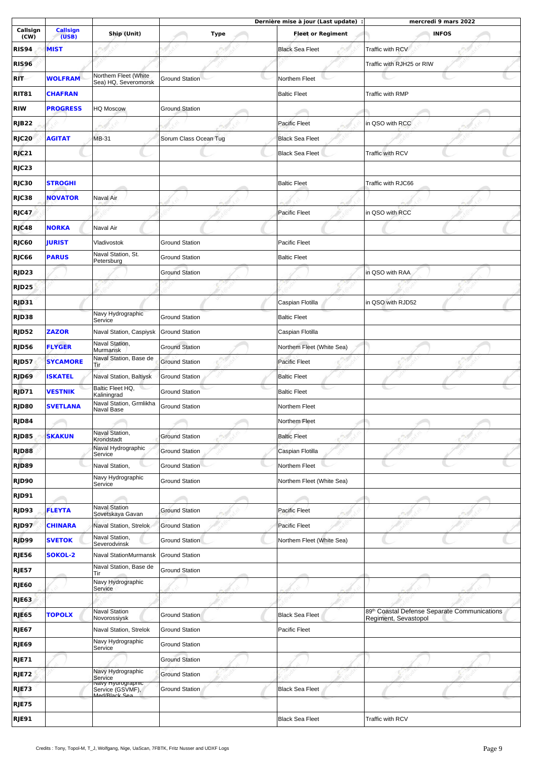| Callsign (CW) | Callsign (USB) | Ship (Unit) | Type | Dernière mise à jour (Last update) : Fleet or Regiment | mercredi 9 mars 2022 INFOS |
|---|---|---|---|---|---|
| RIS94 | MIST | | | Black Sea Fleet | Traffic with RCV |
| RIS96 | | | | | Traffic with RJH25 or RIW |
| RIT | WOLFRAM | Northern Fleet (White Sea) HQ, Severomorsk | Ground Station | Northern Fleet | |
| RIT81 | CHAFRAN | | | Baltic Fleet | Traffic with RMP |
| RIW | PROGRESS | HQ Moscow | Ground Station | | |
| RJB22 | | | | Pacific Fleet | in QSO with RCC |
| RJC20 | AGITAT | MB-31 | Sorum Class Ocean Tug | Black Sea Fleet | |
| RJC21 | | | | Black Sea Fleet | Traffic with RCV |
| RJC23 | | | | | |
| RJC30 | STROGHI | | | Baltic Fleet | Traffic with RJC66 |
| RJC38 | NOVATOR | Naval Air | | | |
| RJC47 | | | | Pacific Fleet | in QSO with RCC |
| RJC48 | NORKA | Naval Air | | | |
| RJC60 | JURIST | Vladivostok | Ground Station | Pacific Fleet | |
| RJC66 | PARUS | Naval Station, St. Petersburg | Ground Station | Baltic Fleet | |
| RJD23 | | | Ground Station | | in QSO with RAA |
| RJD25 | | | | | |
| RJD31 | | | | Caspian Flotilla | in QSO with RJD52 |
| RJD38 | | Navy Hydrographic Service | Ground Station | Baltic Fleet | |
| RJD52 | ZAZOR | Naval Station, Caspiysk | Ground Station | Caspian Flotilla | |
| RJD56 | FLYGER | Naval Station, Murmansk | Ground Station | Northern Fleet (White Sea) | |
| RJD57 | SYCAMORE | Naval Station, Base de Tir | Ground Station | Pacific Fleet | |
| RJD69 | ISKATEL | Naval Station, Baltiysk | Ground Station | Baltic Fleet | |
| RJD71 | VESTNIK | Baltic Fleet HQ, Kaliningrad | Ground Station | Baltic Fleet | |
| RJD80 | SVETLANA | Naval Station, Grmlikha Naval Base | Ground Station | Northern Fleet | |
| RJD84 | | | | Northern Fleet | |
| RJD85 | SKAKUN | Naval Station, Krondstadt | Ground Station | Baltic Fleet | |
| RJD88 | | Naval Hydrographic Service | Ground Station | Caspian Flotilla | |
| RJD89 | | Naval Station, | Ground Station | Northern Fleet | |
| RJD90 | | Navy Hydrographic Service | Ground Station | Northern Fleet (White Sea) | |
| RJD91 | | | | | |
| RJD93 | FLEYTA | Naval Station Sovetskaya Gavan | Ground Station | Pacific Fleet | |
| RJD97 | CHINARA | Naval Station, Strelok | Ground Station | Pacific Fleet | |
| RJD99 | SVETOK | Naval Station, Severodvinsk | Ground Station | Northern Fleet (White Sea) | |
| RJE56 | SOKOL-2 | Naval StationMurmansk | Ground Station | | |
| RJE57 | | Naval Station, Base de Tir | Ground Station | | |
| RJE60 | | Navy Hydrographic Service | | | |
| RJE63 | | | | | |
| RJE65 | TOPOLX | Naval Station Novorossiysk | Ground Station | Black Sea Fleet | 89th Coastal Defense Separate Communications Regiment, Sevastopol |
| RJE67 | | Naval Station, Strelok | Ground Station | Pacific Fleet | |
| RJE69 | | Navy Hydrographic Service | Ground Station | | |
| RJE71 | | | Ground Station | | |
| RJE72 | | Navy Hydrographic Service | Ground Station | | |
| RJE73 | | Navy Hydrographic Service (GSVMF), Med/Black Sea | Ground Station | Black Sea Fleet | |
| RJE75 | | | | | |
| RJE91 | | | | Black Sea Fleet | Traffic with RCV |

Credits : Tony, Topol-M, T_J, Wolfgang, Nige, UaScan, 7FBTK, Fritz Nusser and UDXF Logs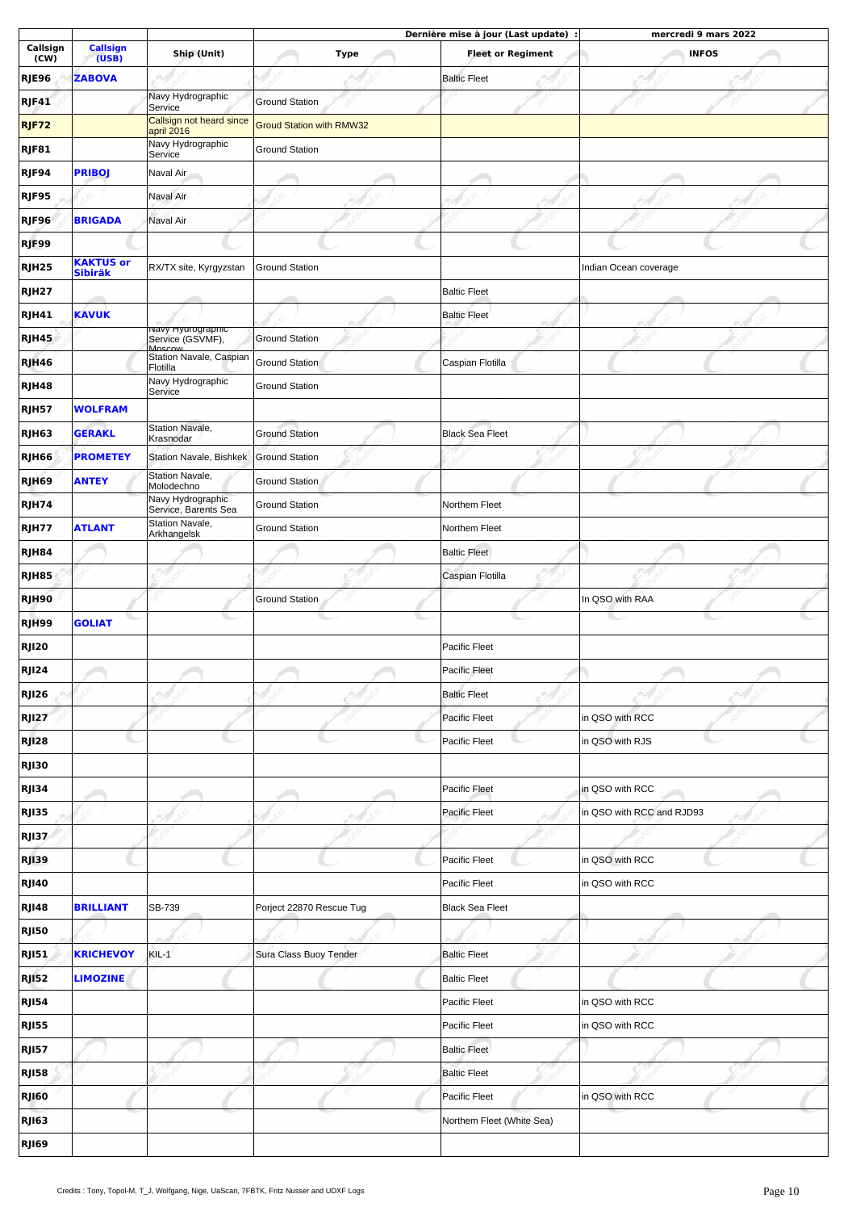| | | | | Dernière mise à jour (Last update) : | mercredi 9 mars 2022 |
|---|---|---|---|---|---|
| **Callsign (CW)** | **Callsign (USB)** | **Ship (Unit)** | **Type** | **Fleet or Regiment** | **INFOS** |
| **RJE96** | **ZABOVA** | | | Baltic Fleet | |
| **RJF41** | | Navy Hydrographic Service | Ground Station | | |
| **RJF72** | | Callsign not heard since april 2016 | Groud Station with RMW32 | | |
| **RJF81** | | Navy Hydrographic Service | Ground Station | | |
| **RJF94** | **PRIBOJ** | Naval Air | | | |
| **RJF95** | | Naval Air | | | |
| **RJF96** | **BRIGADA** | Naval Air | | | |
| **RJF99** | | | | | |
| **RJH25** | **KAKTUS or Sibiräk** | RX/TX site, Kyrgyzstan | Ground Station | | Indian Ocean coverage |
| **RJH27** | | | | Baltic Fleet | |
| **RJH41** | **KAVUK** | | | Baltic Fleet | |
| **RJH45** | | Navy Hydrographic Service (GSVMF), Moscow | Ground Station | | |
| **RJH46** | | Station Navale, Caspian Flotilla | Ground Station | Caspian Flotilla | |
| **RJH48** | | Navy Hydrographic Service | Ground Station | | |
| **RJH57** | **WOLFRAM** | | | | |
| **RJH63** | **GERAKL** | Station Navale, Krasnodar | Ground Station | Black Sea Fleet | |
| **RJH66** | **PROMETEY** | Station Navale, Bishkek | Ground Station | | |
| **RJH69** | **ANTEY** | Station Navale, Molodechno | Ground Station | | |
| **RJH74** | | Navy Hydrographic Service, Barents Sea | Ground Station | Northem Fleet | |
| **RJH77** | **ATLANT** | Station Navale, Arkhangelsk | Ground Station | Northem Fleet | |
| **RJH84** | | | | Baltic Fleet | |
| **RJH85** | | | | Caspian Flotilla | |
| **RJH90** | | | Ground Station | | In QSO with RAA |
| **RJH99** | **GOLIAT** | | | | |
| **RJI20** | | | | Pacific Fleet | |
| **RJI24** | | | | Pacific Fleet | |
| **RJI26** | | | | Baltic Fleet | |
| **RJI27** | | | | Pacific Fleet | in QSO with RCC |
| **RJI28** | | | | Pacific Fleet | in QSO with RJS |
| **RJI30** | | | | | |
| **RJI34** | | | | Pacific Fleet | in QSO with RCC |
| **RJI35** | | | | Pacific Fleet | in QSO with RCC and RJD93 |
| **RJI37** | | | | | |
| **RJI39** | | | | Pacific Fleet | in QSO with RCC |
| **RJI40** | | | | Pacific Fleet | in QSO with RCC |
| **RJI48** | **BRILLIANT** | SB-739 | Porject 22870 Rescue Tug | Black Sea Fleet | |
| **RJI50** | | | | | |
| **RJI51** | **KRICHEVOY** | KIL-1 | Sura Class Buoy Tender | Baltic Fleet | |
| **RJI52** | **LIMOZINE** | | | Baltic Fleet | |
| **RJI54** | | | | Pacific Fleet | in QSO with RCC |
| **RJI55** | | | | Pacific Fleet | in QSO with RCC |
| **RJI57** | | | | Baltic Fleet | |
| **RJI58** | | | | Baltic Fleet | |
| **RJI60** | | | | Pacific Fleet | in QSO with RCC |
| **RJI63** | | | | Northem Fleet (White Sea) | |
| **RJI69** | | | | | |

Credits : Tony, Topol-M, T_J, Wolfgang, Nige, UaScan, 7FBTK, Fritz Nusser and UDXF Logs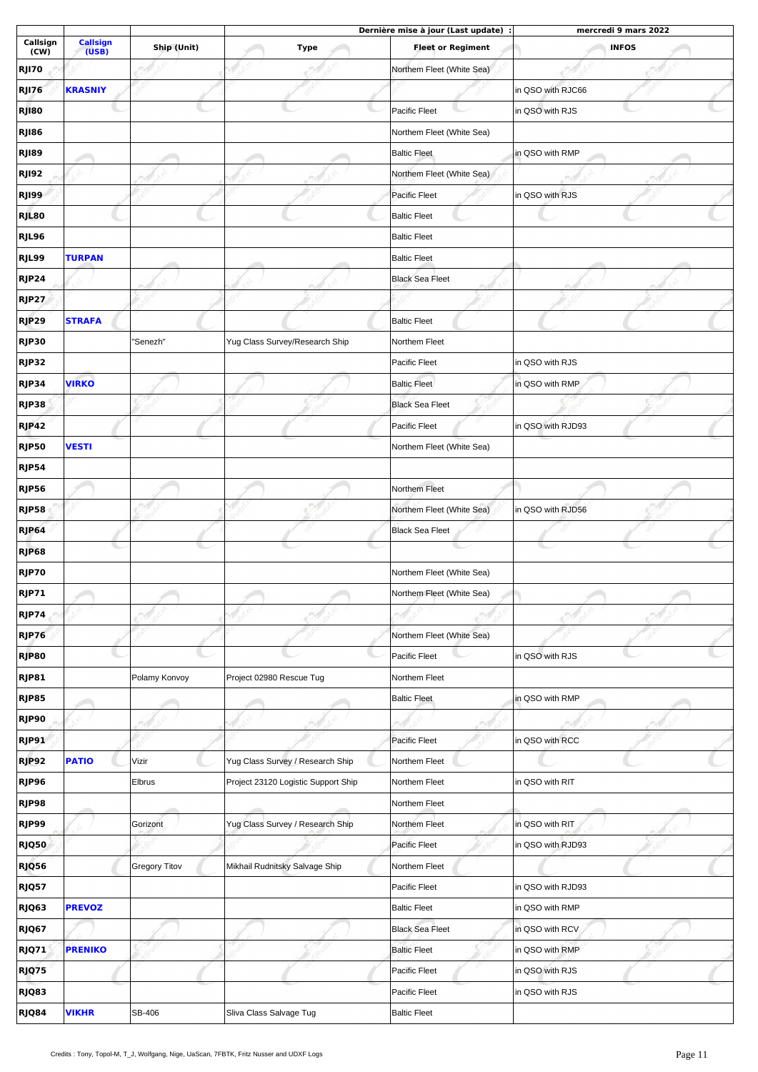| | | | Dernière mise à jour (Last update) : | mercredi 9 mars 2022 | |
|---|---|---|---|---|---|
| **Callsign (CW)** | **Callsign (USB)** | **Ship (Unit)** | **Type** | **Fleet or Regiment** | **INFOS** |
| **RJI70** | | | | Northem Fleet (White Sea) | |
| **RJI76** | **KRASNIY** | | | | in QSO with RJC66 |
| **RJI80** | | | | Pacific Fleet | in QSO with RJS |
| **RJI86** | | | | Northem Fleet (White Sea) | |
| **RJI89** | | | | Baltic Fleet | in QSO with RMP |
| **RJI92** | | | | Northem Fleet (White Sea) | |
| **RJI99** | | | | Pacific Fleet | in QSO with RJS |
| **RJL80** | | | | Baltic Fleet | |
| **RJL96** | | | | Baltic Fleet | |
| **RJL99** | **TURPAN** | | | Baltic Fleet | |
| **RJP24** | | | | Black Sea Fleet | |
| **RJP27** | | | | | |
| **RJP29** | **STRAFA** | | | Baltic Fleet | |
| **RJP30** | | "Senezh" | Yug Class Survey/Research Ship | Northem Fleet | |
| **RJP32** | | | | Pacific Fleet | in QSO with RJS |
| **RJP34** | **VIRKO** | | | Baltic Fleet | in QSO with RMP |
| **RJP38** | | | | Black Sea Fleet | |
| **RJP42** | | | | Pacific Fleet | in QSO with RJD93 |
| **RJP50** | **VESTI** | | | Northem Fleet (White Sea) | |
| **RJP54** | | | | | |
| **RJP56** | | | | Northem Fleet | |
| **RJP58** | | | | Northem Fleet (White Sea) | in QSO with RJD56 |
| **RJP64** | | | | Black Sea Fleet | |
| **RJP68** | | | | | |
| **RJP70** | | | | Northem Fleet (White Sea) | |
| **RJP71** | | | | Northem Fleet (White Sea) | |
| **RJP74** | | | | | |
| **RJP76** | | | | Northem Fleet (White Sea) | |
| **RJP80** | | | | Pacific Fleet | in QSO with RJS |
| **RJP81** | | Polarny Konvoy | Project 02980 Rescue Tug | Northem Fleet | |
| **RJP85** | | | | Baltic Fleet | in QSO with RMP |
| **RJP90** | | | | | |
| **RJP91** | | | | Pacific Fleet | in QSO with RCC |
| **RJP92** | **PATIO** | Vizir | Yug Class Survey / Research Ship | Northem Fleet | |
| **RJP96** | | Elbrus | Project 23120 Logistic Support Ship | Northem Fleet | in QSO with RIT |
| **RJP98** | | | | Northem Fleet | |
| **RJP99** | | Gorizont | Yug Class Survey / Research Ship | Northem Fleet | in QSO with RIT |
| **RJQ50** | | | | Pacific Fleet | in QSO with RJD93 |
| **RJQ56** | | Gregory Titov | Mikhail Rudnitsky Salvage Ship | Northem Fleet | |
| **RJQ57** | | | | Pacific Fleet | in QSO with RJD93 |
| **RJQ63** | **PREVOZ** | | | Baltic Fleet | in QSO with RMP |
| **RJQ67** | | | | Black Sea Fleet | in QSO with RCV |
| **RJQ71** | **PRENIKO** | | | Baltic Fleet | in QSO with RMP |
| **RJQ75** | | | | Pacific Fleet | in QSO with RJS |
| **RJQ83** | | | | Pacific Fleet | in QSO with RJS |
| **RJQ84** | **VIKHR** | SB-406 | Sliva Class Salvage Tug | Baltic Fleet | |

Credits : Tony, Topol-M, T_J, Wolfgang, Nige, UaScan, 7FBTK, Fritz Nusser and UDXF Logs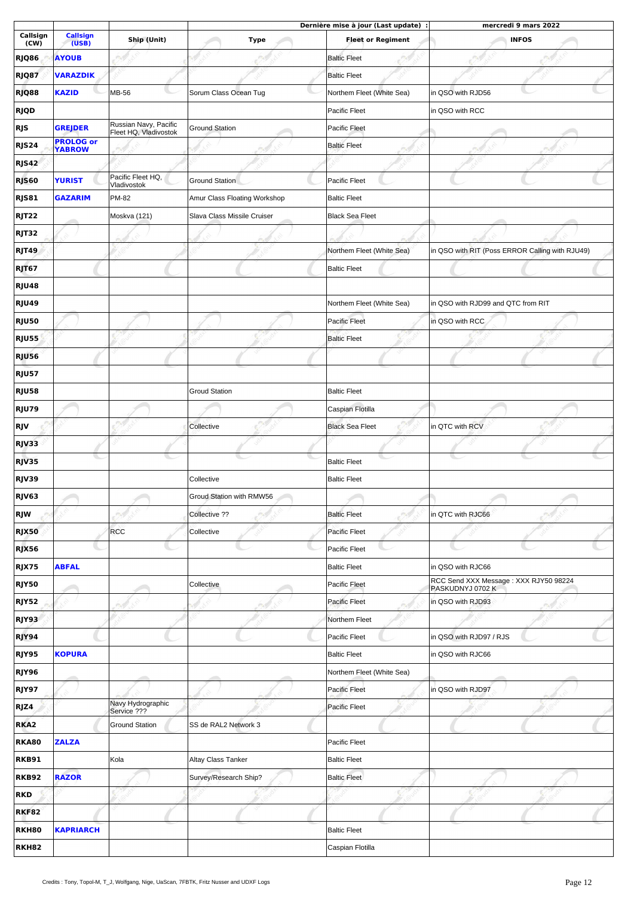| | | | | Dernière mise à jour (Last update) : | mercredi 9 mars 2022 |
|---|---|---|---|---|---|
| Callsign (CW) | Callsign (USB) | Ship (Unit) | Type | Fleet or Regiment | INFOS |
| RJQ86 | AYOUB | | | Baltic Fleet | |
| RJQ87 | VARAZDIK | | | Baltic Fleet | |
| RJQ88 | KAZID | MB-56 | Sorum Class Ocean Tug | Northem Fleet (White Sea) | in QSO with RJD56 |
| RJQD | | | | Pacific Fleet | in QSO with RCC |
| RJS | GREJDER | Russian Navy, Pacific Fleet HQ, Vladivostok | Ground Station | Pacific Fleet | |
| RJS24 | PROLOG or YABROW | | | Baltic Fleet | |
| RJS42 | | | | | |
| RJS60 | YURIST | Pacific Fleet HQ, Vladivostok | Ground Station | Pacific Fleet | |
| RJS81 | GAZARIM | PM-82 | Amur Class Floating Workshop | Baltic Fleet | |
| RJT22 | | Moskva (121) | Slava Class Missile Cruiser | Black Sea Fleet | |
| RJT32 | | | | | |
| RJT49 | | | | Northem Fleet (White Sea) | in QSO with RIT (Poss ERROR Calling with RJU49) |
| RJT67 | | | | Baltic Fleet | |
| RJU48 | | | | | |
| RJU49 | | | | Northem Fleet (White Sea) | in QSO with RJD99 and QTC from RIT |
| RJU50 | | | | Pacific Fleet | in QSO with RCC |
| RJU55 | | | | Baltic Fleet | |
| RJU56 | | | | | |
| RJU57 | | | | | |
| RJU58 | | | Groud Station | Baltic Fleet | |
| RJU79 | | | | Caspian Flotilla | |
| RJV | | | Collective | Black Sea Fleet | in QTC with RCV |
| RJV33 | | | | | |
| RJV35 | | | | Baltic Fleet | |
| RJV39 | | | Collective | Baltic Fleet | |
| RJV63 | | | Groud Station with RMW56 | | |
| RJW | | | Collective ?? | Baltic Fleet | in QTC with RJC66 |
| RJX50 | | RCC | Collective | Pacific Fleet | |
| RJX56 | | | | Pacific Fleet | |
| RJX75 | ABFAL | | | Baltic Fleet | in QSO with RJC66 |
| RJY50 | | | Collective | Pacific Fleet | RCC Send XXX Message : XXX RJY50 98224 PASKUDNYJ 0702 K |
| RJY52 | | | | Pacific Fleet | in QSO with RJD93 |
| RJY93 | | | | Northem Fleet | |
| RJY94 | | | | Pacific Fleet | in QSO with RJD97 / RJS |
| RJY95 | KOPURA | | | Baltic Fleet | in QSO with RJC66 |
| RJY96 | | | | Northem Fleet (White Sea) | |
| RJY97 | | | | Pacific Fleet | in QSO with RJD97 |
| RJZ4 | | Navy Hydrographic Service ??? | | Pacific Fleet | |
| RKA2 | | Ground Station | SS de RAL2 Network 3 | | |
| RKA80 | ZALZA | | | Pacific Fleet | |
| RKB91 | | Kola | Altay Class Tanker | Baltic Fleet | |
| RKB92 | RAZOR | | Survey/Research Ship? | Baltic Fleet | |
| RKD | | | | | |
| RKF82 | | | | | |
| RKH80 | KAPRIARCH | | | Baltic Fleet | |
| RKH82 | | | | Caspian Flotilla | |

Credits : Tony, Topol-M, T_J, Wolfgang, Nige, UaScan, 7FBTK, Fritz Nusser and UDXF Logs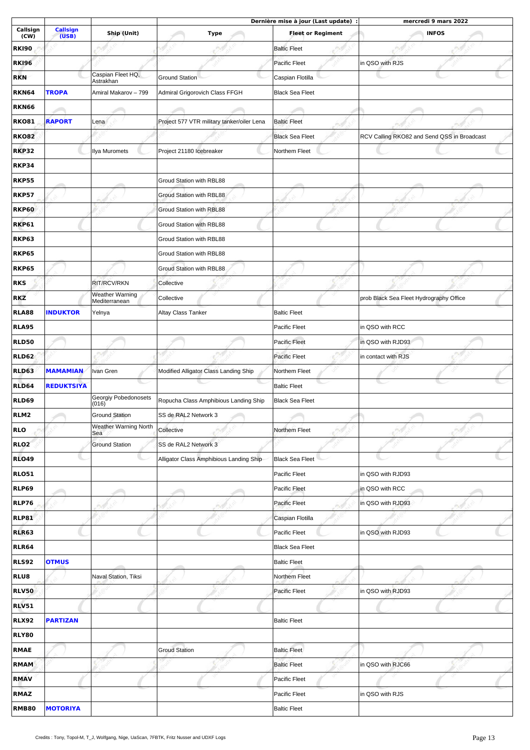| | | | Dernière mise à jour (Last update) : | | mercredi 9 mars 2022 |
|---|---|---|---|---|---|
| **Callsign (CW)** | **Callsign (USB)** | **Ship (Unit)** | **Type** | **Fleet or Regiment** | **INFOS** |
| **RKI90** | | | | Baltic Fleet | |
| **RKI96** | | | | Pacific Fleet | in QSO with RJS |
| **RKN** | | Caspian Fleet HQ, Astrakhan | Ground Station | Caspian Flotilla | |
| **RKN64** | **TROPA** | Amiral Makarov – 799 | Admiral Grigorovich Class FFGH | Black Sea Fleet | |
| **RKN66** | | | | | |
| **RKO81** | **RAPORT** | Lena | Project 577 VTR military tanker/oiler Lena | Baltic Fleet | |
| **RKO82** | | | | Black Sea Fleet | RCV Calling RKO82 and Send QSS in Broadcast |
| **RKP32** | | Ilya Muromets | Project 21180 Icebreaker | Northern Fleet | |
| **RKP34** | | | | | |
| **RKP55** | | | Groud Station with RBL88 | | |
| **RKP57** | | | Groud Station with RBL88 | | |
| **RKP60** | | | Groud Station with RBL88 | | |
| **RKP61** | | | Groud Station with RBL88 | | |
| **RKP63** | | | Groud Station with RBL88 | | |
| **RKP65** | | | Groud Station with RBL88 | | |
| **RKP65** | | | Groud Station with RBL88 | | |
| **RKS** | | RIT/RCV/RKN | Collective | | |
| **RKZ** | | Weather Warning Mediterranean | Collective | | prob Black Sea Fleet Hydrography Office |
| **RLA88** | **INDUKTOR** | Yelnya | Altay Class Tanker | Baltic Fleet | |
| **RLA95** | | | | Pacific Fleet | in QSO with RCC |
| **RLD50** | | | | Pacific Fleet | in QSO with RJD93 |
| **RLD62** | | | | Pacific Fleet | in contact with RJS |
| **RLD63** | **MAMAMIAN** | Ivan Gren | Modified Alligator Class Landing Ship | Northern Fleet | |
| **RLD64** | **REDUKTSIYA** | | | Baltic Fleet | |
| **RLD69** | | Georgiy Pobedonosets (016) | Ropucha Class Amphibious Landing Ship | Black Sea Fleet | |
| **RLM2** | | Ground Station | SS de RAL2 Network 3 | | |
| **RLO** | | Weather Warning North Sea | Collective | Northern Fleet | |
| **RLO2** | | Ground Station | SS de RAL2 Network 3 | | |
| **RLO49** | | | Alligator Class Amphibious Landing Ship | Black Sea Fleet | |
| **RLO51** | | | | Pacific Fleet | in QSO with RJD93 |
| **RLP69** | | | | Pacific Fleet | in QSO with RCC |
| **RLP76** | | | | Pacific Fleet | in QSO with RJD93 |
| **RLP81** | | | | Caspian Flotilla | |
| **RLR63** | | | | Pacific Fleet | in QSO with RJD93 |
| **RLR64** | | | | Black Sea Fleet | |
| **RLS92** | **OTMUS** | | | Baltic Fleet | |
| **RLU8** | | Naval Station, Tiksi | | Northem Fleet | |
| **RLV50** | | | | Pacific Fleet | in QSO with RJD93 |
| **RLV51** | | | | | |
| **RLX92** | **PARTIZAN** | | | Baltic Fleet | |
| **RLY80** | | | | | |
| **RMAE** | | | Groud Station | Baltic Fleet | |
| **RMAM** | | | | Baltic Fleet | in QSO with RJC66 |
| **RMAV** | | | | Pacific Fleet | |
| **RMAZ** | | | | Pacific Fleet | in QSO with RJS |
| **RMB80** | **MOTORIYA** | | | Baltic Fleet | |

Credits : Tony, Topol-M, T_J, Wolfgang, Nige, UaScan, 7FBTK, Fritz Nusser and UDXF Logs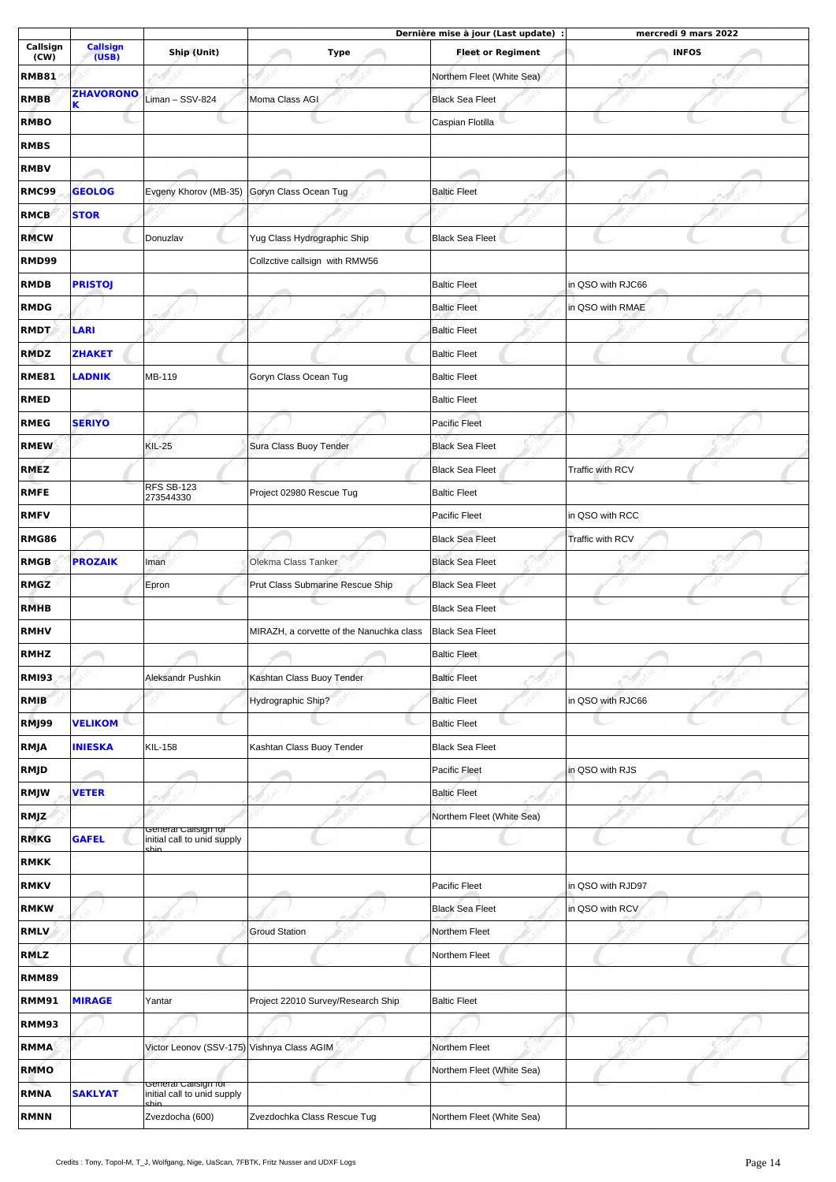| Callsign (CW) | Callsign (USB) | Ship (Unit) | Type | Fleet or Regiment | INFOS |
|---|---|---|---|---|---|
| | | | Dernière mise à jour (Last update) : | | mercredi 9 mars 2022 |
| RMB81 | | | | Northern Fleet (White Sea) | |
| RMBB | ZHAVORONOK | Liman – SSV-824 | Moma Class AGI | Black Sea Fleet | |
| RMBO | | | | Caspian Flotilla | |
| RMBS | | | | | |
| RMBV | | | | | |
| RMC99 | GEOLOG | Evgeny Khorov (MB-35) | Goryn Class Ocean Tug | Baltic Fleet | |
| RMCB | STOR | | | | |
| RMCW | | Donuzlav | Yug Class Hydrographic Ship | Black Sea Fleet | |
| RMD99 | | | Collzctive callsign with RMW56 | | |
| RMDB | PRISTOJ | | | Baltic Fleet | in QSO with RJC66 |
| RMDG | | | | Baltic Fleet | in QSO with RMAE |
| RMDT | LARI | | | Baltic Fleet | |
| RMDZ | ZHAKET | | | Baltic Fleet | |
| RME81 | LADNIK | MB-119 | Goryn Class Ocean Tug | Baltic Fleet | |
| RMED | | | | Baltic Fleet | |
| RMEG | SERIYO | | | Pacific Fleet | |
| RMEW | | KIL-25 | Sura Class Buoy Tender | Black Sea Fleet | |
| RMEZ | | | | Black Sea Fleet | Traffic with RCV |
| RMFE | | RFS SB-123 273544330 | Project 02980 Rescue Tug | Baltic Fleet | |
| RMFV | | | | Pacific Fleet | in QSO with RCC |
| RMG86 | | | | Black Sea Fleet | Traffic with RCV |
| RMGB | PROZAIK | Iman | Olekma Class Tanker | Black Sea Fleet | |
| RMGZ | | Epron | Prut Class Submarine Rescue Ship | Black Sea Fleet | |
| RMHB | | | | Black Sea Fleet | |
| RMHV | | | MIRAZH, a corvette of the Nanuchka class | Black Sea Fleet | |
| RMHZ | | | | Baltic Fleet | |
| RMI93 | | Aleksandr Pushkin | Kashtan Class Buoy Tender | Baltic Fleet | |
| RMIB | | | Hydrographic Ship? | Baltic Fleet | in QSO with RJC66 |
| RMJ99 | VELIKOM | | | Baltic Fleet | |
| RMJA | INIESKA | KIL-158 | Kashtan Class Buoy Tender | Black Sea Fleet | |
| RMJD | | | | Pacific Fleet | in QSO with RJS |
| RMJW | VETER | | | Baltic Fleet | |
| RMJZ | | | | Northern Fleet (White Sea) | |
| RMKG | GAFEL | General Callsign for initial call to unid supply ship | | | |
| RMKK | | | | | |
| RMKV | | | | Pacific Fleet | in QSO with RJD97 |
| RMKW | | | | Black Sea Fleet | in QSO with RCV |
| RMLV | | | Groud Station | Northern Fleet | |
| RMLZ | | | | Northern Fleet | |
| RMM89 | | | | | |
| RMM91 | MIRAGE | Yantar | Project 22010 Survey/Research Ship | Baltic Fleet | |
| RMM93 | | | | | |
| RMMA | | Victor Leonov (SSV-175) | Vishnya Class AGIM | Northern Fleet | |
| RMMO | | | | Northern Fleet (White Sea) | |
| RMNA | SAKLYAT | General Callsign for initial call to unid supply ship | | | |
| RMNN | | Zvezdocha (600) | Zvezdochka Class Rescue Tug | Northern Fleet (White Sea) | |

Credits : Tony, Topol-M, T_J, Wolfgang, Nige, UaScan, 7FBTK, Fritz Nusser and UDXF Logs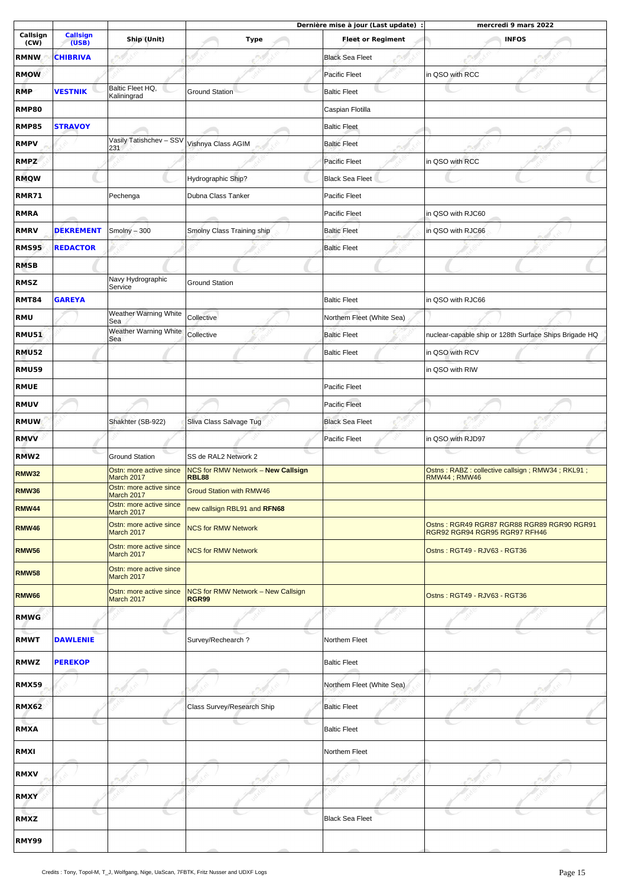| | | | | Dernière mise à jour (Last update) : | mercredi 9 mars 2022 |
|---|---|---|---|---|---|
| **Callsign (CW)** | **Callsign (USB)** | **Ship (Unit)** | **Type** | **Fleet or Regiment** | **INFOS** |
| **RMNW** | **CHIBRIVA** | | | Black Sea Fleet | |
| **RMOW** | | | | Pacific Fleet | in QSO with RCC |
| **RMP** | **VESTNIK** | Baltic Fleet HQ, Kaliningrad | Ground Station | Baltic Fleet | |
| **RMP80** | | | | Caspian Flotilla | |
| **RMP85** | **STRAVOY** | | | Baltic Fleet | |
| **RMPV** | | Vasily Tatishchev – SSV 231 | Vishnya Class AGIM | Baltic Fleet | |
| **RMPZ** | | | | Pacific Fleet | in QSO with RCC |
| **RMQW** | | | Hydrographic Ship? | Black Sea Fleet | |
| **RMR71** | | Pechenga | Dubna Class Tanker | Pacific Fleet | |
| **RMRA** | | | | Pacific Fleet | in QSO with RJC60 |
| **RMRV** | **DEKREMENT** | Smolny – 300 | Smolny Class Training ship | Baltic Fleet | in QSO with RJC66 |
| **RMS95** | **REDACTOR** | | | Baltic Fleet | |
| **RMSB** | | | | | |
| **RMSZ** | | Navy Hydrographic Service | Ground Station | | |
| **RMT84** | **GAREYA** | | | Baltic Fleet | in QSO with RJC66 |
| **RMU** | | Weather Warning White Sea | Collective | Northem Fleet (White Sea) | |
| **RMU51** | | Weather Warning White Sea | Collective | Baltic Fleet | nuclear-capable ship or 128th Surface Ships Brigade HQ |
| **RMU52** | | | | Baltic Fleet | in QSO with RCV |
| **RMU59** | | | | | in QSO with RIW |
| **RMUE** | | | | Pacific Fleet | |
| **RMUV** | | | | Pacific Fleet | |
| **RMUW** | | Shakhter (SB-922) | Sliva Class Salvage Tug | Black Sea Fleet | |
| **RMVV** | | | | Pacific Fleet | in QSO with RJD97 |
| **RMW2** | | Ground Station | SS de RAL2 Network 2 | | |
| **RMW32** | | Ostn: more active since March 2017 | NCS for RMW Network – **New Callsign RBL88** | | Ostns : RABZ : collective callsign ; RMW34 ; RKL91 ; RMW44 ; RMW46 |
| **RMW36** | | Ostn: more active since March 2017 | Groud Station with RMW46 | | |
| **RMW44** | | Ostn: more active since March 2017 | new callsign RBL91 and **RFN68** | | |
| **RMW46** | | Ostn: more active since March 2017 | NCS for RMW Network | | Ostns : RGR49 RGR87 RGR88 RGR89 RGR90 RGR91 RGR92 RGR94 RGR95 RGR97 RFH46 |
| **RMW56** | | Ostn: more active since March 2017 | NCS for RMW Network | | Ostns : RGT49 - RJV63 - RGT36 |
| **RMW58** | | Ostn: more active since March 2017 | | | |
| **RMW66** | | Ostn: more active since March 2017 | NCS for RMW Network – New Callsign **RGR99** | | Ostns : RGT49 - RJV63 - RGT36 |
| **RMWG** | | | | | |
| **RMWT** | **DAWLENIE** | | Survey/Rechearch ? | Northem Fleet | |
| **RMWZ** | **PEREKOP** | | | Baltic Fleet | |
| **RMX59** | | | | Northem Fleet (White Sea) | |
| **RMX62** | | | Class Survey/Research Ship | Baltic Fleet | |
| **RMXA** | | | | Baltic Fleet | |
| **RMXI** | | | | Northem Fleet | |
| **RMXV** | | | | | |
| **RMXY** | | | | | |
| **RMXZ** | | | | Black Sea Fleet | |
| **RMY99** | | | | | |

Credits : Tony, Topol-M, T_J, Wolfgang, Nige, UaScan, 7FBTK, Fritz Nusser and UDXF Logs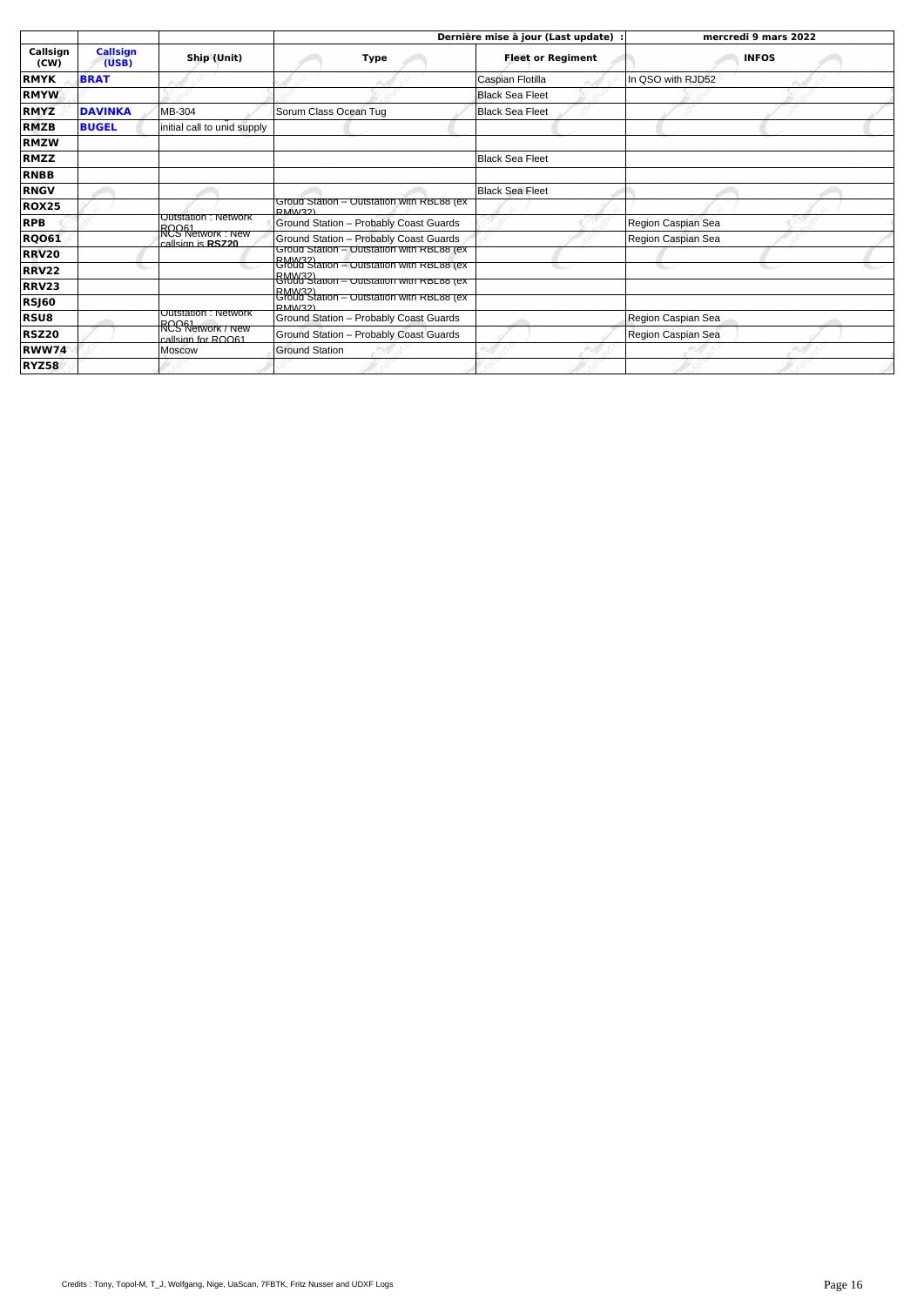| | | | | Dernière mise à jour (Last update) : | mercredi 9 mars 2022 |
|---|---|---|---|---|---|
| **Callsign (CW)** | **Callsign (USB)** | **Ship (Unit)** | **Type** | **Fleet or Regiment** | **INFOS** |
| **RMYK** | **BRAT** | | | Caspian Flotilla | In QSO with RJD52 |
| **RMYW** | | | | Black Sea Fleet | |
| **RMYZ** | **DAVINKA** | MB-304 | Sorum Class Ocean Tug | Black Sea Fleet | |
| **RMZB** | **BUGEL** | initial call to unid supply | | | |
| **RMZW** | | | | | |
| **RMZZ** | | | | Black Sea Fleet | |
| **RNBB** | | | | | |
| **RNGV** | | | | Black Sea Fleet | |
| **ROX25** | | | Groud Station – Outstation with RBL88 (ex RMW32) | | |
| **RPB** | | Outstation : Network RQO61 | Ground Station – Probably Coast Guards | | Region Caspian Sea |
| **RQO61** | | NCS Network : New callsign is **RSZ20** | Ground Station – Probably Coast Guards | | Region Caspian Sea |
| **RRV20** | | | Groud Station – Outstation with RBL88 (ex RMW32) | | |
| **RRV22** | | | Groud Station – Outstation with RBL88 (ex RMW32) | | |
| **RRV23** | | | Groud Station – Outstation with RBL88 (ex RMW32) | | |
| **RSJ60** | | | Groud Station – Outstation with RBL88 (ex RMW32) | | |
| **RSU8** | | Outstation : Network RQO61 | Ground Station – Probably Coast Guards | | Region Caspian Sea |
| **RSZ20** | | NCS Network / New callsign for RQO61 | Ground Station – Probably Coast Guards | | Region Caspian Sea |
| **RWW74** | | Moscow | Ground Station | | |
| **RYZ58** | | | | | |

Credits : Tony, Topol-M, T_J, Wolfgang, Nige, UaScan, 7FBTK, Fritz Nusser and UDXF Logs